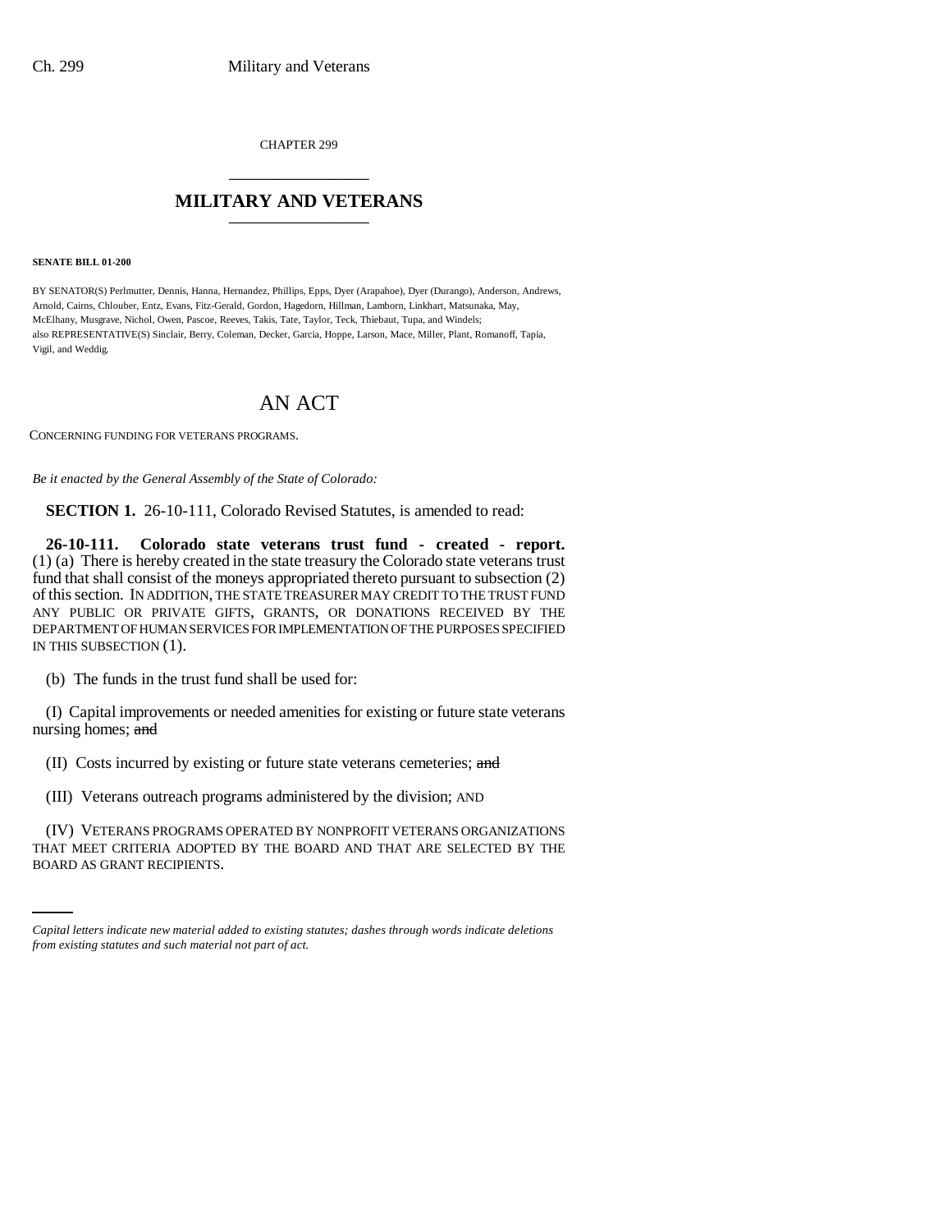CHAPTER 299

# MILITARY AND VETERANS

**SENATE BILL 01-200**

BY SENATOR(S) Perlmutter, Dennis, Hanna, Hernandez, Phillips, Epps, Dyer (Arapahoe), Dyer (Durango), Anderson, Andrews, Arnold, Cairns, Chlouber, Entz, Evans, Fitz-Gerald, Gordon, Hagedorn, Hillman, Lamborn, Linkhart, Matsunaka, May, McElhany, Musgrave, Nichol, Owen, Pascoe, Reeves, Takis, Tate, Taylor, Teck, Thiebaut, Tupa, and Windels;
also REPRESENTATIVE(S) Sinclair, Berry, Coleman, Decker, Garcia, Hoppe, Larson, Mace, Miller, Plant, Romanoff, Tapia, Vigil, and Weddig.

# AN ACT

CONCERNING FUNDING FOR VETERANS PROGRAMS.

*Be it enacted by the General Assembly of the State of Colorado:*

**SECTION 1.** 26-10-111, Colorado Revised Statutes, is amended to read:

**26-10-111. Colorado state veterans trust fund - created - report.** (1) (a) There is hereby created in the state treasury the Colorado state veterans trust fund that shall consist of the moneys appropriated thereto pursuant to subsection (2) of this section. IN ADDITION, THE STATE TREASURER MAY CREDIT TO THE TRUST FUND ANY PUBLIC OR PRIVATE GIFTS, GRANTS, OR DONATIONS RECEIVED BY THE DEPARTMENT OF HUMAN SERVICES FOR IMPLEMENTATION OF THE PURPOSES SPECIFIED IN THIS SUBSECTION (1).

(b) The funds in the trust fund shall be used for:

(I) Capital improvements or needed amenities for existing or future state veterans nursing homes; ~~and~~

(II) Costs incurred by existing or future state veterans cemeteries; ~~and~~

(III) Veterans outreach programs administered by the division; AND

(IV) VETERANS PROGRAMS OPERATED BY NONPROFIT VETERANS ORGANIZATIONS THAT MEET CRITERIA ADOPTED BY THE BOARD AND THAT ARE SELECTED BY THE BOARD AS GRANT RECIPIENTS.

*Capital letters indicate new material added to existing statutes; dashes through words indicate deletions from existing statutes and such material not part of act.*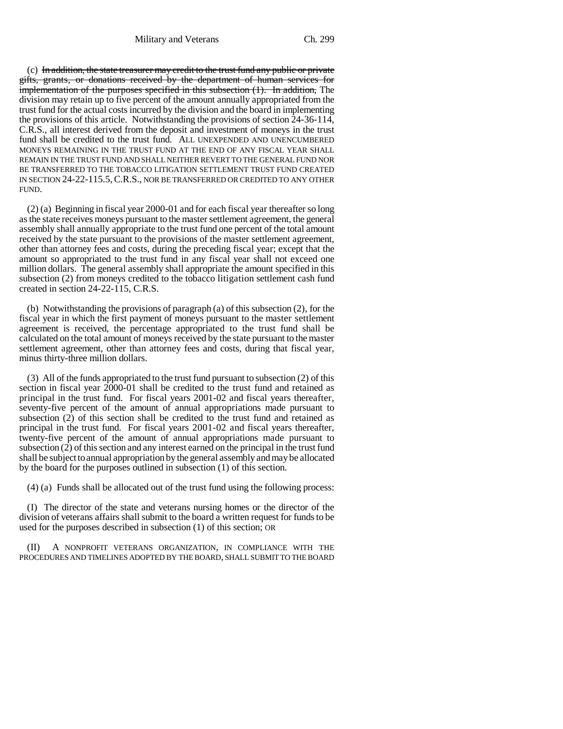(c) ~~In addition, the state treasurer may credit to the trust fund any public or private gifts, grants, or donations received by the department of human services for implementation of the purposes specified in this subsection (1). In addition,~~ The division may retain up to five percent of the amount annually appropriated from the trust fund for the actual costs incurred by the division and the board in implementing the provisions of this article. Notwithstanding the provisions of section 24-36-114, C.R.S., all interest derived from the deposit and investment of moneys in the trust fund shall be credited to the trust fund. ALL UNEXPENDED AND UNENCUMBERED MONEYS REMAINING IN THE TRUST FUND AT THE END OF ANY FISCAL YEAR SHALL REMAIN IN THE TRUST FUND AND SHALL NEITHER REVERT TO THE GENERAL FUND NOR BE TRANSFERRED TO THE TOBACCO LITIGATION SETTLEMENT TRUST FUND CREATED IN SECTION 24-22-115.5, C.R.S., NOR BE TRANSFERRED OR CREDITED TO ANY OTHER FUND.

(2) (a) Beginning in fiscal year 2000-01 and for each fiscal year thereafter so long as the state receives moneys pursuant to the master settlement agreement, the general assembly shall annually appropriate to the trust fund one percent of the total amount received by the state pursuant to the provisions of the master settlement agreement, other than attorney fees and costs, during the preceding fiscal year; except that the amount so appropriated to the trust fund in any fiscal year shall not exceed one million dollars. The general assembly shall appropriate the amount specified in this subsection (2) from moneys credited to the tobacco litigation settlement cash fund created in section 24-22-115, C.R.S.

(b) Notwithstanding the provisions of paragraph (a) of this subsection (2), for the fiscal year in which the first payment of moneys pursuant to the master settlement agreement is received, the percentage appropriated to the trust fund shall be calculated on the total amount of moneys received by the state pursuant to the master settlement agreement, other than attorney fees and costs, during that fiscal year, minus thirty-three million dollars.

(3) All of the funds appropriated to the trust fund pursuant to subsection (2) of this section in fiscal year 2000-01 shall be credited to the trust fund and retained as principal in the trust fund. For fiscal years 2001-02 and fiscal years thereafter, seventy-five percent of the amount of annual appropriations made pursuant to subsection (2) of this section shall be credited to the trust fund and retained as principal in the trust fund. For fiscal years 2001-02 and fiscal years thereafter, twenty-five percent of the amount of annual appropriations made pursuant to subsection (2) of this section and any interest earned on the principal in the trust fund shall be subject to annual appropriation by the general assembly and may be allocated by the board for the purposes outlined in subsection (1) of this section.

(4) (a) Funds shall be allocated out of the trust fund using the following process:

(I) The director of the state and veterans nursing homes or the director of the division of veterans affairs shall submit to the board a written request for funds to be used for the purposes described in subsection (1) of this section; OR

(II) A NONPROFIT VETERANS ORGANIZATION, IN COMPLIANCE WITH THE PROCEDURES AND TIMELINES ADOPTED BY THE BOARD, SHALL SUBMIT TO THE BOARD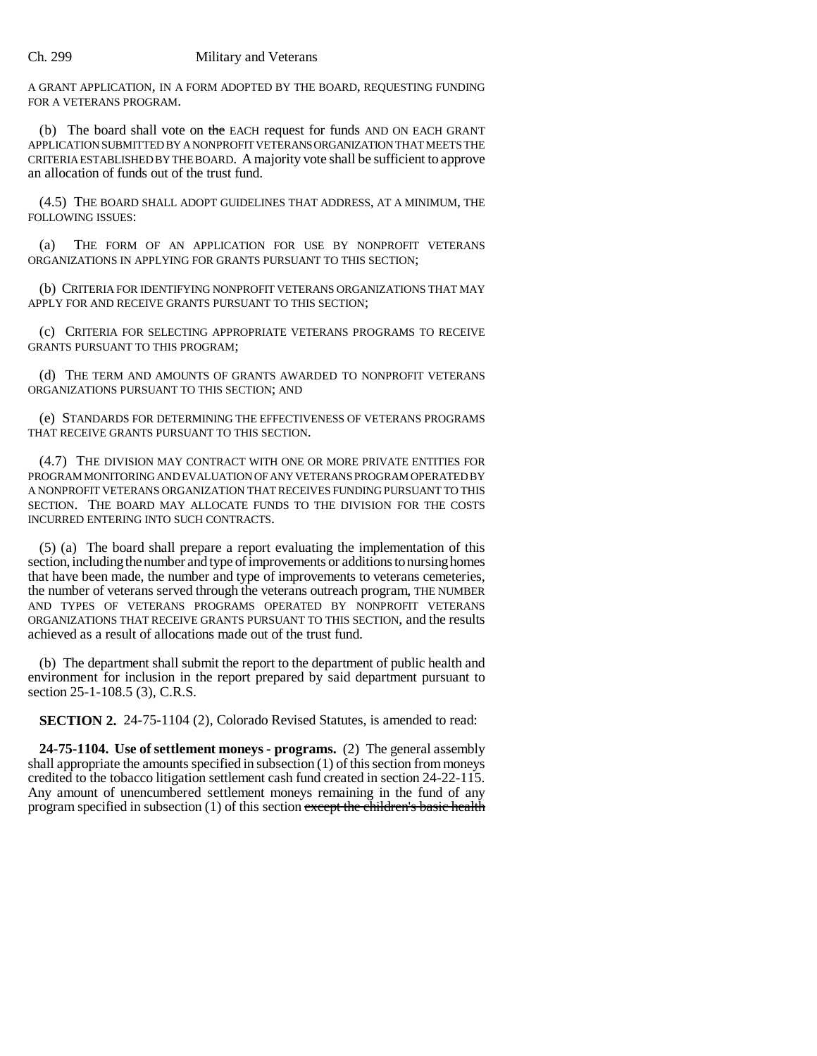A GRANT APPLICATION, IN A FORM ADOPTED BY THE BOARD, REQUESTING FUNDING FOR A VETERANS PROGRAM.

(b) The board shall vote on ~~the~~ EACH request for funds AND ON EACH GRANT APPLICATION SUBMITTED BY A NONPROFIT VETERANS ORGANIZATION THAT MEETS THE CRITERIA ESTABLISHED BY THE BOARD. A majority vote shall be sufficient to approve an allocation of funds out of the trust fund.

(4.5) THE BOARD SHALL ADOPT GUIDELINES THAT ADDRESS, AT A MINIMUM, THE FOLLOWING ISSUES:

(a) THE FORM OF AN APPLICATION FOR USE BY NONPROFIT VETERANS ORGANIZATIONS IN APPLYING FOR GRANTS PURSUANT TO THIS SECTION;

(b) CRITERIA FOR IDENTIFYING NONPROFIT VETERANS ORGANIZATIONS THAT MAY APPLY FOR AND RECEIVE GRANTS PURSUANT TO THIS SECTION;

(c) CRITERIA FOR SELECTING APPROPRIATE VETERANS PROGRAMS TO RECEIVE GRANTS PURSUANT TO THIS PROGRAM;

(d) THE TERM AND AMOUNTS OF GRANTS AWARDED TO NONPROFIT VETERANS ORGANIZATIONS PURSUANT TO THIS SECTION; AND

(e) STANDARDS FOR DETERMINING THE EFFECTIVENESS OF VETERANS PROGRAMS THAT RECEIVE GRANTS PURSUANT TO THIS SECTION.

(4.7) THE DIVISION MAY CONTRACT WITH ONE OR MORE PRIVATE ENTITIES FOR PROGRAM MONITORING AND EVALUATION OF ANY VETERANS PROGRAM OPERATED BY A NONPROFIT VETERANS ORGANIZATION THAT RECEIVES FUNDING PURSUANT TO THIS SECTION. THE BOARD MAY ALLOCATE FUNDS TO THE DIVISION FOR THE COSTS INCURRED ENTERING INTO SUCH CONTRACTS.

(5) (a) The board shall prepare a report evaluating the implementation of this section, including the number and type of improvements or additions to nursing homes that have been made, the number and type of improvements to veterans cemeteries, the number of veterans served through the veterans outreach program, THE NUMBER AND TYPES OF VETERANS PROGRAMS OPERATED BY NONPROFIT VETERANS ORGANIZATIONS THAT RECEIVE GRANTS PURSUANT TO THIS SECTION, and the results achieved as a result of allocations made out of the trust fund.

(b) The department shall submit the report to the department of public health and environment for inclusion in the report prepared by said department pursuant to section 25-1-108.5 (3), C.R.S.

**SECTION 2.** 24-75-1104 (2), Colorado Revised Statutes, is amended to read:

**24-75-1104. Use of settlement moneys - programs.** (2) The general assembly shall appropriate the amounts specified in subsection (1) of this section from moneys credited to the tobacco litigation settlement cash fund created in section 24-22-115. Any amount of unencumbered settlement moneys remaining in the fund of any program specified in subsection (1) of this section ~~except the children's basic health~~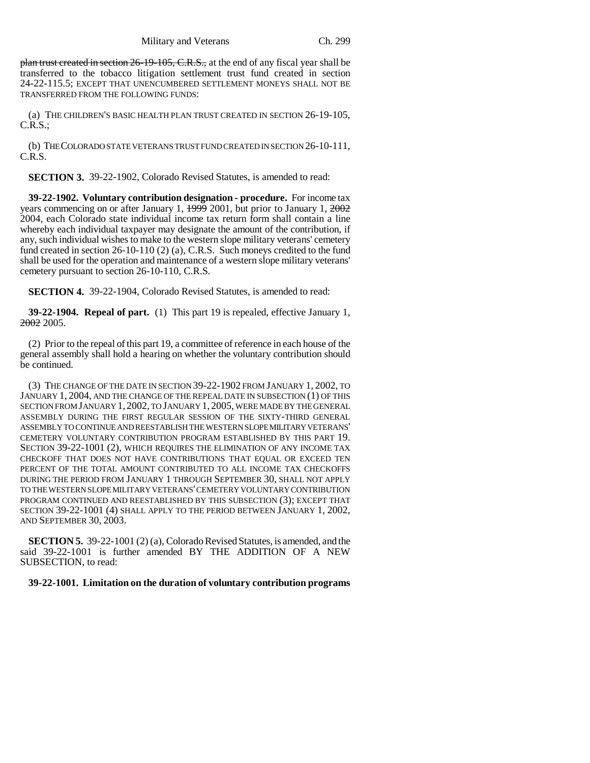plan trust created in section 26-19-105, C.R.S., at the end of any fiscal year shall be transferred to the tobacco litigation settlement trust fund created in section 24-22-115.5; EXCEPT THAT UNENCUMBERED SETTLEMENT MONEYS SHALL NOT BE TRANSFERRED FROM THE FOLLOWING FUNDS:

(a) THE CHILDREN'S BASIC HEALTH PLAN TRUST CREATED IN SECTION 26-19-105, C.R.S.;

(b) THE COLORADO STATE VETERANS TRUST FUND CREATED IN SECTION 26-10-111, C.R.S.

**SECTION 3.** 39-22-1902, Colorado Revised Statutes, is amended to read:

**39-22-1902. Voluntary contribution designation - procedure.** For income tax years commencing on or after January 1, 1999 2001, but prior to January 1, 2002 2004, each Colorado state individual income tax return form shall contain a line whereby each individual taxpayer may designate the amount of the contribution, if any, such individual wishes to make to the western slope military veterans' cemetery fund created in section 26-10-110 (2) (a), C.R.S. Such moneys credited to the fund shall be used for the operation and maintenance of a western slope military veterans' cemetery pursuant to section 26-10-110, C.R.S.

**SECTION 4.** 39-22-1904, Colorado Revised Statutes, is amended to read:

**39-22-1904. Repeal of part.** (1) This part 19 is repealed, effective January 1, 2002 2005.

(2) Prior to the repeal of this part 19, a committee of reference in each house of the general assembly shall hold a hearing on whether the voluntary contribution should be continued.

(3) THE CHANGE OF THE DATE IN SECTION 39-22-1902 FROM JANUARY 1, 2002, TO JANUARY 1, 2004, AND THE CHANGE OF THE REPEAL DATE IN SUBSECTION (1) OF THIS SECTION FROM JANUARY 1, 2002, TO JANUARY 1, 2005, WERE MADE BY THE GENERAL ASSEMBLY DURING THE FIRST REGULAR SESSION OF THE SIXTY-THIRD GENERAL ASSEMBLY TO CONTINUE AND REESTABLISH THE WESTERN SLOPE MILITARY VETERANS' CEMETERY VOLUNTARY CONTRIBUTION PROGRAM ESTABLISHED BY THIS PART 19. SECTION 39-22-1001 (2), WHICH REQUIRES THE ELIMINATION OF ANY INCOME TAX CHECKOFF THAT DOES NOT HAVE CONTRIBUTIONS THAT EQUAL OR EXCEED TEN PERCENT OF THE TOTAL AMOUNT CONTRIBUTED TO ALL INCOME TAX CHECKOFFS DURING THE PERIOD FROM JANUARY 1 THROUGH SEPTEMBER 30, SHALL NOT APPLY TO THE WESTERN SLOPE MILITARY VETERANS' CEMETERY VOLUNTARY CONTRIBUTION PROGRAM CONTINUED AND REESTABLISHED BY THIS SUBSECTION (3); EXCEPT THAT SECTION 39-22-1001 (4) SHALL APPLY TO THE PERIOD BETWEEN JANUARY 1, 2002, AND SEPTEMBER 30, 2003.

**SECTION 5.** 39-22-1001 (2) (a), Colorado Revised Statutes, is amended, and the said 39-22-1001 is further amended BY THE ADDITION OF A NEW SUBSECTION, to read:

**39-22-1001. Limitation on the duration of voluntary contribution programs**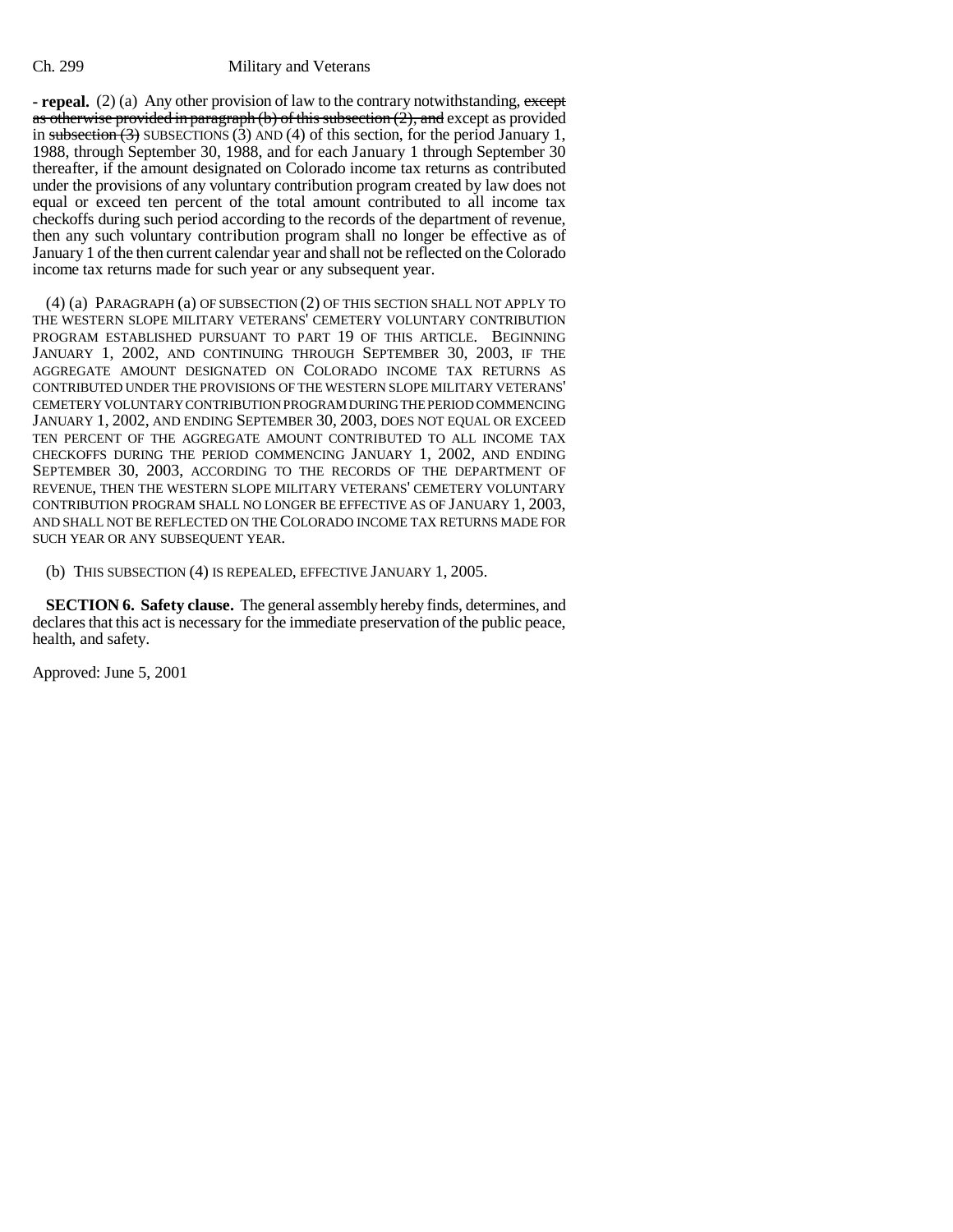**- repeal.** (2) (a) Any other provision of law to the contrary notwithstanding, ~~except as otherwise provided in paragraph (b) of this subsection (2), and~~ except as provided in ~~subsection (3)~~ SUBSECTIONS (3) AND (4) of this section, for the period January 1, 1988, through September 30, 1988, and for each January 1 through September 30 thereafter, if the amount designated on Colorado income tax returns as contributed under the provisions of any voluntary contribution program created by law does not equal or exceed ten percent of the total amount contributed to all income tax checkoffs during such period according to the records of the department of revenue, then any such voluntary contribution program shall no longer be effective as of January 1 of the then current calendar year and shall not be reflected on the Colorado income tax returns made for such year or any subsequent year.

(4) (a) PARAGRAPH (a) OF SUBSECTION (2) OF THIS SECTION SHALL NOT APPLY TO THE WESTERN SLOPE MILITARY VETERANS' CEMETERY VOLUNTARY CONTRIBUTION PROGRAM ESTABLISHED PURSUANT TO PART 19 OF THIS ARTICLE. BEGINNING JANUARY 1, 2002, AND CONTINUING THROUGH SEPTEMBER 30, 2003, IF THE AGGREGATE AMOUNT DESIGNATED ON COLORADO INCOME TAX RETURNS AS CONTRIBUTED UNDER THE PROVISIONS OF THE WESTERN SLOPE MILITARY VETERANS' CEMETERY VOLUNTARY CONTRIBUTION PROGRAM DURING THE PERIOD COMMENCING JANUARY 1, 2002, AND ENDING SEPTEMBER 30, 2003, DOES NOT EQUAL OR EXCEED TEN PERCENT OF THE AGGREGATE AMOUNT CONTRIBUTED TO ALL INCOME TAX CHECKOFFS DURING THE PERIOD COMMENCING JANUARY 1, 2002, AND ENDING SEPTEMBER 30, 2003, ACCORDING TO THE RECORDS OF THE DEPARTMENT OF REVENUE, THEN THE WESTERN SLOPE MILITARY VETERANS' CEMETERY VOLUNTARY CONTRIBUTION PROGRAM SHALL NO LONGER BE EFFECTIVE AS OF JANUARY 1, 2003, AND SHALL NOT BE REFLECTED ON THE COLORADO INCOME TAX RETURNS MADE FOR SUCH YEAR OR ANY SUBSEQUENT YEAR.

(b) THIS SUBSECTION (4) IS REPEALED, EFFECTIVE JANUARY 1, 2005.

**SECTION 6. Safety clause.** The general assembly hereby finds, determines, and declares that this act is necessary for the immediate preservation of the public peace, health, and safety.

Approved: June 5, 2001